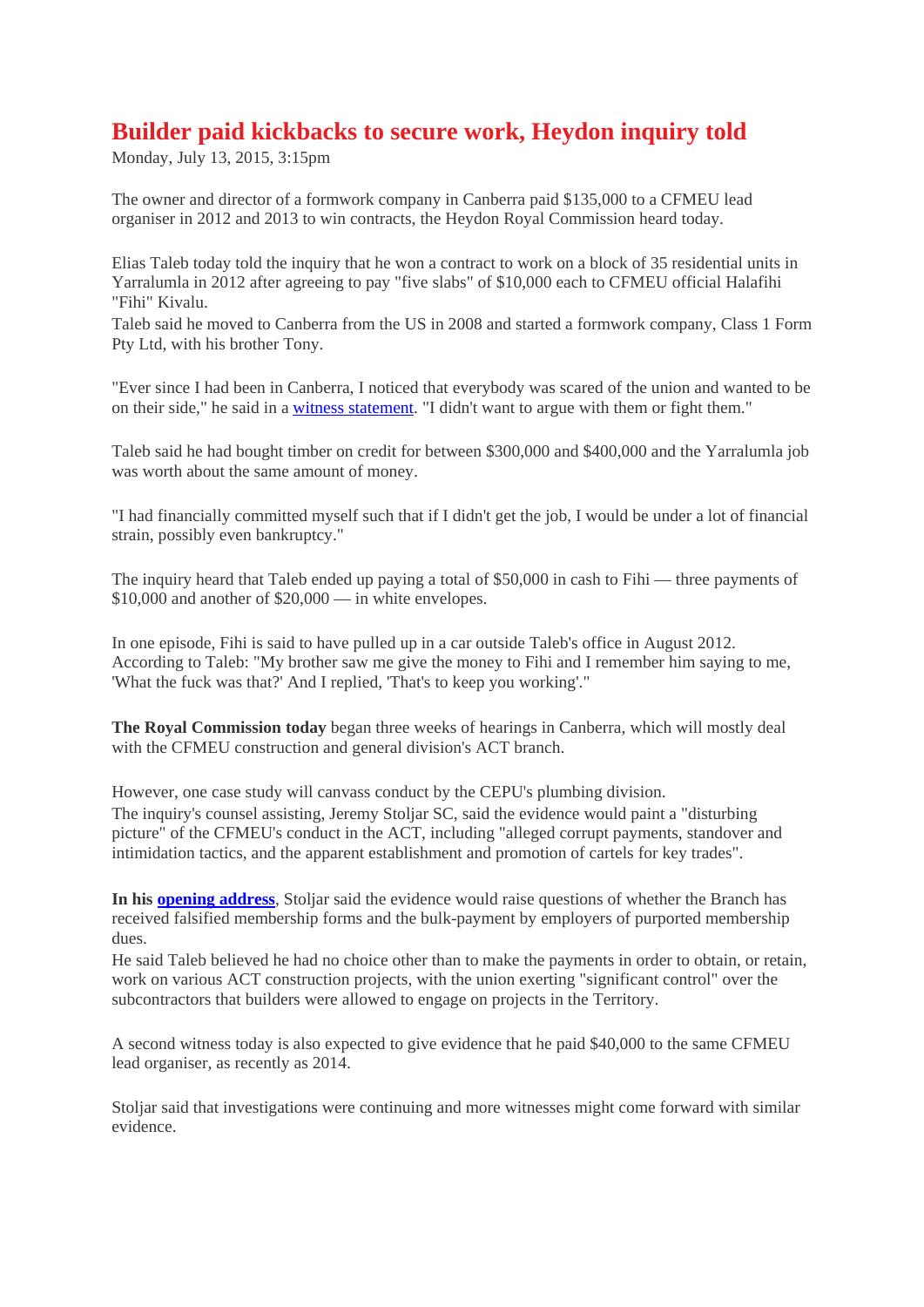# Builder paid kickbacks to secure work, Heydon inquiry told

Monday, July 13, 2015, 3:15pm

The owner and director of a formwork company in Canberra paid $135,000 to a CFMEU lead organiser in 2012 and 2013 to win contracts, the Heydon Royal Commission heard today.

Elias Taleb today told the inquiry that he won a contract to work on a block of 35 residential units in Yarralumla in 2012 after agreeing to pay "five slabs" of $10,000 each to CFMEU official Halafihi "Fihi" Kivalu.

Taleb said he moved to Canberra from the US in 2008 and started a formwork company, Class 1 Form Pty Ltd, with his brother Tony.

"Ever since I had been in Canberra, I noticed that everybody was scared of the union and wanted to be on their side," he said in a witness statement. "I didn't want to argue with them or fight them."

Taleb said he had bought timber on credit for between $300,000 and $400,000 and the Yarralumla job was worth about the same amount of money.

"I had financially committed myself such that if I didn't get the job, I would be under a lot of financial strain, possibly even bankruptcy."

The inquiry heard that Taleb ended up paying a total of $50,000 in cash to Fihi — three payments of $10,000 and another of $20,000 — in white envelopes.

In one episode, Fihi is said to have pulled up in a car outside Taleb's office in August 2012. According to Taleb: "My brother saw me give the money to Fihi and I remember him saying to me, 'What the fuck was that?' And I replied, 'That's to keep you working'."

**The Royal Commission today** began three weeks of hearings in Canberra, which will mostly deal with the CFMEU construction and general division's ACT branch.

However, one case study will canvass conduct by the CEPU's plumbing division.

The inquiry's counsel assisting, Jeremy Stoljar SC, said the evidence would paint a "disturbing picture" of the CFMEU's conduct in the ACT, including "alleged corrupt payments, standover and intimidation tactics, and the apparent establishment and promotion of cartels for key trades".

**In his opening address**, Stoljar said the evidence would raise questions of whether the Branch has received falsified membership forms and the bulk-payment by employers of purported membership dues.

He said Taleb believed he had no choice other than to make the payments in order to obtain, or retain, work on various ACT construction projects, with the union exerting "significant control" over the subcontractors that builders were allowed to engage on projects in the Territory.

A second witness today is also expected to give evidence that he paid $40,000 to the same CFMEU lead organiser, as recently as 2014.

Stoljar said that investigations were continuing and more witnesses might come forward with similar evidence.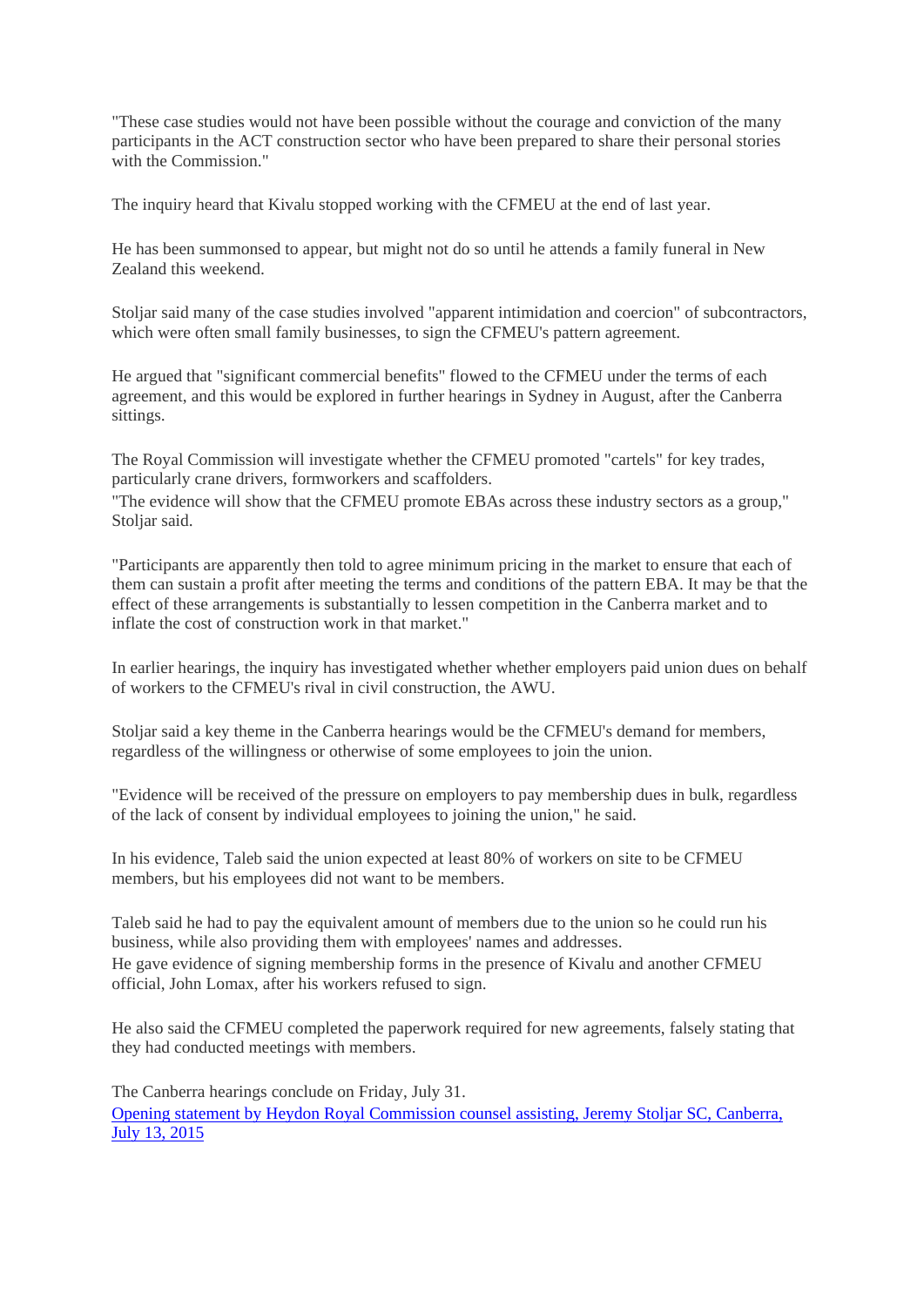"These case studies would not have been possible without the courage and conviction of the many participants in the ACT construction sector who have been prepared to share their personal stories with the Commission."

The inquiry heard that Kivalu stopped working with the CFMEU at the end of last year.

He has been summonsed to appear, but might not do so until he attends a family funeral in New Zealand this weekend.

Stoljar said many of the case studies involved "apparent intimidation and coercion" of subcontractors, which were often small family businesses, to sign the CFMEU's pattern agreement.

He argued that "significant commercial benefits" flowed to the CFMEU under the terms of each agreement, and this would be explored in further hearings in Sydney in August, after the Canberra sittings.

The Royal Commission will investigate whether the CFMEU promoted "cartels" for key trades, particularly crane drivers, formworkers and scaffolders.

"The evidence will show that the CFMEU promote EBAs across these industry sectors as a group," Stoljar said.

"Participants are apparently then told to agree minimum pricing in the market to ensure that each of them can sustain a profit after meeting the terms and conditions of the pattern EBA. It may be that the effect of these arrangements is substantially to lessen competition in the Canberra market and to inflate the cost of construction work in that market."

In earlier hearings, the inquiry has investigated whether whether employers paid union dues on behalf of workers to the CFMEU's rival in civil construction, the AWU.

Stoljar said a key theme in the Canberra hearings would be the CFMEU's demand for members, regardless of the willingness or otherwise of some employees to join the union.

"Evidence will be received of the pressure on employers to pay membership dues in bulk, regardless of the lack of consent by individual employees to joining the union," he said.

In his evidence, Taleb said the union expected at least 80% of workers on site to be CFMEU members, but his employees did not want to be members.

Taleb said he had to pay the equivalent amount of members due to the union so he could run his business, while also providing them with employees' names and addresses.

He gave evidence of signing membership forms in the presence of Kivalu and another CFMEU official, John Lomax, after his workers refused to sign.

He also said the CFMEU completed the paperwork required for new agreements, falsely stating that they had conducted meetings with members.

The Canberra hearings conclude on Friday, July 31.

[Opening statement by Heydon Royal Commission counsel assisting, Jeremy Stoljar SC, Canberra, July 13, 2015]